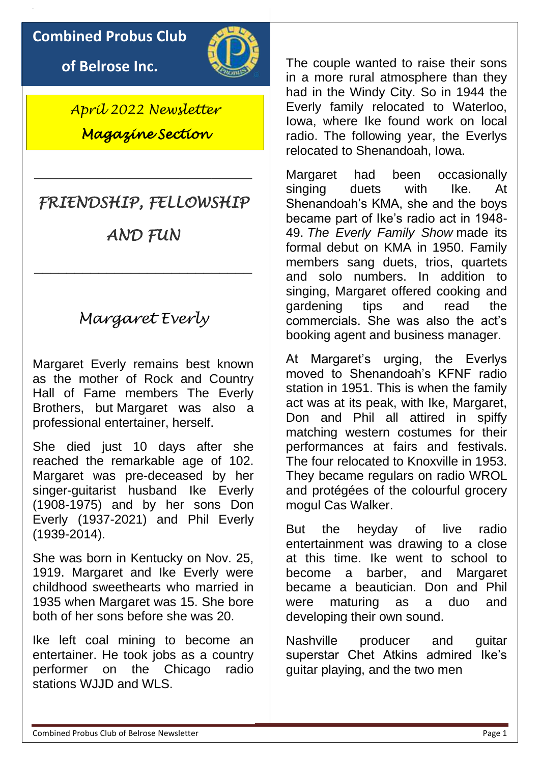# Combined Probus Club of Belrose Inc.

*April 2022 Newsletter*

*Magazine Section*

---

*FRIENDSHIP, FELLOWSHIP AND FUN*

---

## *Margaret Everly*

Margaret Everly remains best known as the mother of Rock and Country Hall of Fame members The Everly Brothers, but Margaret was also a professional entertainer, herself.

She died just 10 days after she reached the remarkable age of 102. Margaret was pre-deceased by her singer-guitarist husband Ike Everly (1908-1975) and by her sons Don Everly (1937-2021) and Phil Everly (1939-2014).

She was born in Kentucky on Nov. 25, 1919. Margaret and Ike Everly were childhood sweethearts who married in 1935 when Margaret was 15. She bore both of her sons before she was 20.

Ike left coal mining to become an entertainer. He took jobs as a country performer on the Chicago radio stations WJJD and WLS.

The couple wanted to raise their sons in a more rural atmosphere than they had in the Windy City. So in 1944 the Everly family relocated to Waterloo, Iowa, where Ike found work on local radio. The following year, the Everlys relocated to Shenandoah, Iowa.

Margaret had been occasionally singing duets with Ike. At Shenandoah's KMA, she and the boys became part of Ike's radio act in 1948-49. *The Everly Family Show* made its formal debut on KMA in 1950. Family members sang duets, trios, quartets and solo numbers. In addition to singing, Margaret offered cooking and gardening tips and read the commercials. She was also the act's booking agent and business manager.

At Margaret's urging, the Everlys moved to Shenandoah's KFNF radio station in 1951. This is when the family act was at its peak, with Ike, Margaret, Don and Phil all attired in spiffy matching western costumes for their performances at fairs and festivals. The four relocated to Knoxville in 1953. They became regulars on radio WROL and protégées of the colourful grocery mogul Cas Walker.

But the heyday of live radio entertainment was drawing to a close at this time. Ike went to school to become a barber, and Margaret became a beautician. Don and Phil were maturing as a duo and developing their own sound.

Nashville producer and guitar superstar Chet Atkins admired Ike's guitar playing, and the two men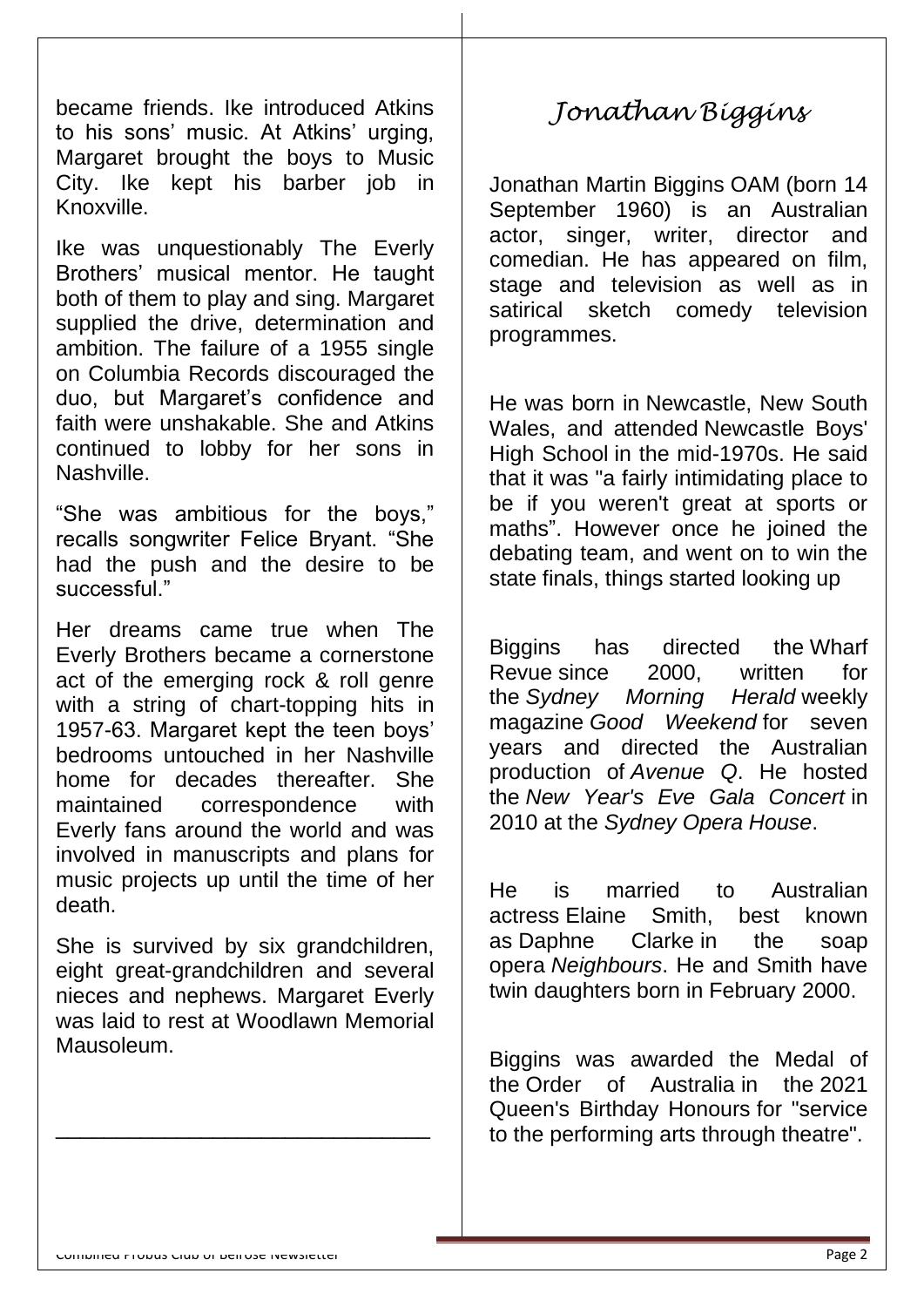became friends. Ike introduced Atkins to his sons' music. At Atkins' urging, Margaret brought the boys to Music City. Ike kept his barber job in Knoxville.

Ike was unquestionably The Everly Brothers' musical mentor. He taught both of them to play and sing. Margaret supplied the drive, determination and ambition. The failure of a 1955 single on Columbia Records discouraged the duo, but Margaret's confidence and faith were unshakable. She and Atkins continued to lobby for her sons in Nashville.

"She was ambitious for the boys," recalls songwriter Felice Bryant. "She had the push and the desire to be successful."

Her dreams came true when The Everly Brothers became a cornerstone act of the emerging rock & roll genre with a string of chart-topping hits in 1957-63. Margaret kept the teen boys' bedrooms untouched in her Nashville home for decades thereafter. She maintained correspondence with Everly fans around the world and was involved in manuscripts and plans for music projects up until the time of her death.

She is survived by six grandchildren, eight great-grandchildren and several nieces and nephews. Margaret Everly was laid to rest at Woodlawn Memorial Mausoleum.

---

# *Jonathan Biggins*

Jonathan Martin Biggins OAM (born 14 September 1960) is an Australian actor, singer, writer, director and comedian. He has appeared on film, stage and television as well as in satirical sketch comedy television programmes.

He was born in Newcastle, New South Wales, and attended Newcastle Boys' High School in the mid-1970s. He said that it was "a fairly intimidating place to be if you weren't great at sports or maths". However once he joined the debating team, and went on to win the state finals, things started looking up

Biggins has directed the Wharf Revue since 2000, written for the *Sydney Morning Herald* weekly magazine *Good Weekend* for seven years and directed the Australian production of *Avenue Q*. He hosted the *New Year's Eve Gala Concert* in 2010 at the *Sydney Opera House*.

He is married to Australian actress Elaine Smith, best known as Daphne Clarke in the soap opera *Neighbours*. He and Smith have twin daughters born in February 2000.

Biggins was awarded the Medal of the Order of Australia in the 2021 Queen's Birthday Honours for "service to the performing arts through theatre".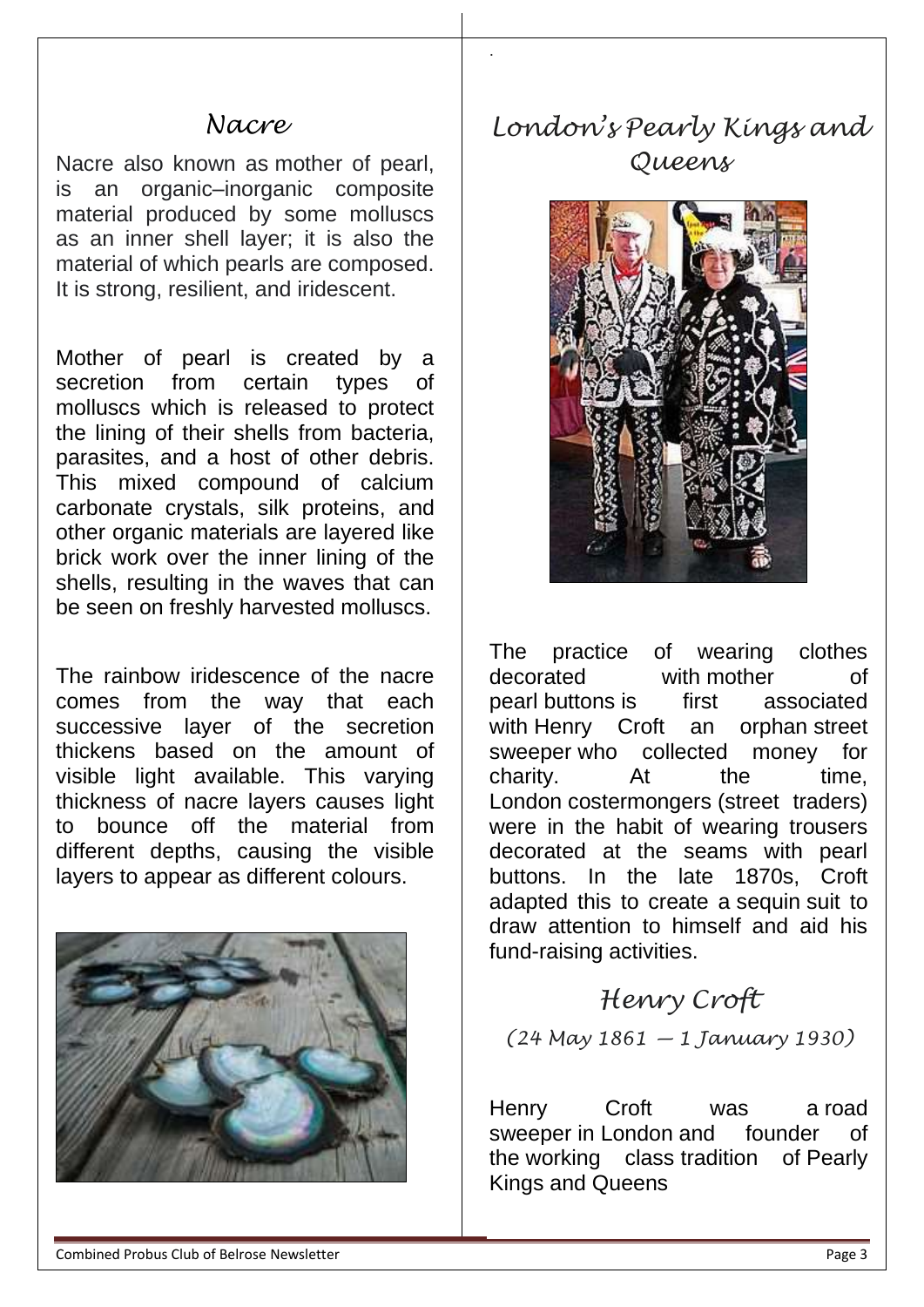## Nacre

Nacre also known as mother of pearl, is an organic–inorganic composite material produced by some molluscs as an inner shell layer; it is also the material of which pearls are composed. It is strong, resilient, and iridescent.

Mother of pearl is created by a secretion from certain types of molluscs which is released to protect the lining of their shells from bacteria, parasites, and a host of other debris. This mixed compound of calcium carbonate crystals, silk proteins, and other organic materials are layered like brick work over the inner lining of the shells, resulting in the waves that can be seen on freshly harvested molluscs.

The rainbow iridescence of the nacre comes from the way that each successive layer of the secretion thickens based on the amount of visible light available. This varying thickness of nacre layers causes light to bounce off the material from different depths, causing the visible layers to appear as different colours.

## London's Pearly Kings and Queens

The practice of wearing clothes decorated with mother of pearl buttons is first associated with Henry Croft an orphan street sweeper who collected money for charity. At the time, London costermongers (street traders) were in the habit of wearing trousers decorated at the seams with pearl buttons. In the late 1870s, Croft adapted this to create a sequin suit to draw attention to himself and aid his fund-raising activities.

## Henry Croft

*(24 May 1861 — 1 January 1930)*

Henry Croft was a road sweeper in London and founder of the working class tradition of Pearly Kings and Queens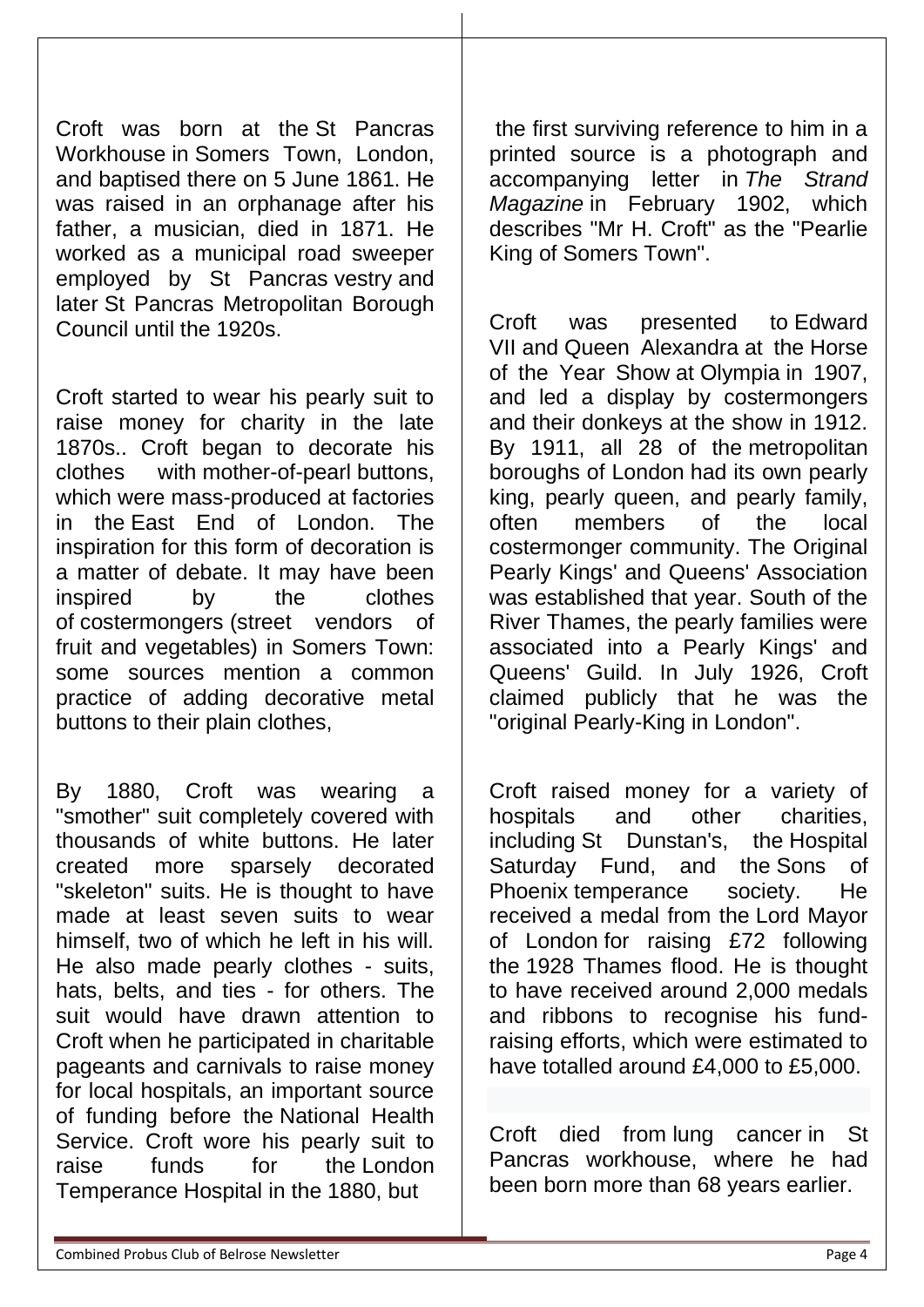Croft was born at the St Pancras Workhouse in Somers Town, London, and baptised there on 5 June 1861. He was raised in an orphanage after his father, a musician, died in 1871. He worked as a municipal road sweeper employed by St Pancras vestry and later St Pancras Metropolitan Borough Council until the 1920s.

Croft started to wear his pearly suit to raise money for charity in the late 1870s.. Croft began to decorate his clothes with mother-of-pearl buttons, which were mass-produced at factories in the East End of London. The inspiration for this form of decoration is a matter of debate. It may have been inspired by the clothes of costermongers (street vendors of fruit and vegetables) in Somers Town: some sources mention a common practice of adding decorative metal buttons to their plain clothes,

By 1880, Croft was wearing a "smother" suit completely covered with thousands of white buttons. He later created more sparsely decorated "skeleton" suits. He is thought to have made at least seven suits to wear himself, two of which he left in his will. He also made pearly clothes - suits, hats, belts, and ties - for others. The suit would have drawn attention to Croft when he participated in charitable pageants and carnivals to raise money for local hospitals, an important source of funding before the National Health Service. Croft wore his pearly suit to raise funds for the London Temperance Hospital in the 1880, but the first surviving reference to him in a printed source is a photograph and accompanying letter in *The Strand Magazine* in February 1902, which describes "Mr H. Croft" as the "Pearlie King of Somers Town".

Croft was presented to Edward VII and Queen Alexandra at the Horse of the Year Show at Olympia in 1907, and led a display by costermongers and their donkeys at the show in 1912. By 1911, all 28 of the metropolitan boroughs of London had its own pearly king, pearly queen, and pearly family, often members of the local costermonger community. The Original Pearly Kings' and Queens' Association was established that year. South of the River Thames, the pearly families were associated into a Pearly Kings' and Queens' Guild. In July 1926, Croft claimed publicly that he was the "original Pearly-King in London".

Croft raised money for a variety of hospitals and other charities, including St Dunstan's, the Hospital Saturday Fund, and the Sons of Phoenix temperance society. He received a medal from the Lord Mayor of London for raising £72 following the 1928 Thames flood. He is thought to have received around 2,000 medals and ribbons to recognise his fund-raising efforts, which were estimated to have totalled around £4,000 to £5,000.

Croft died from lung cancer in St Pancras workhouse, where he had been born more than 68 years earlier.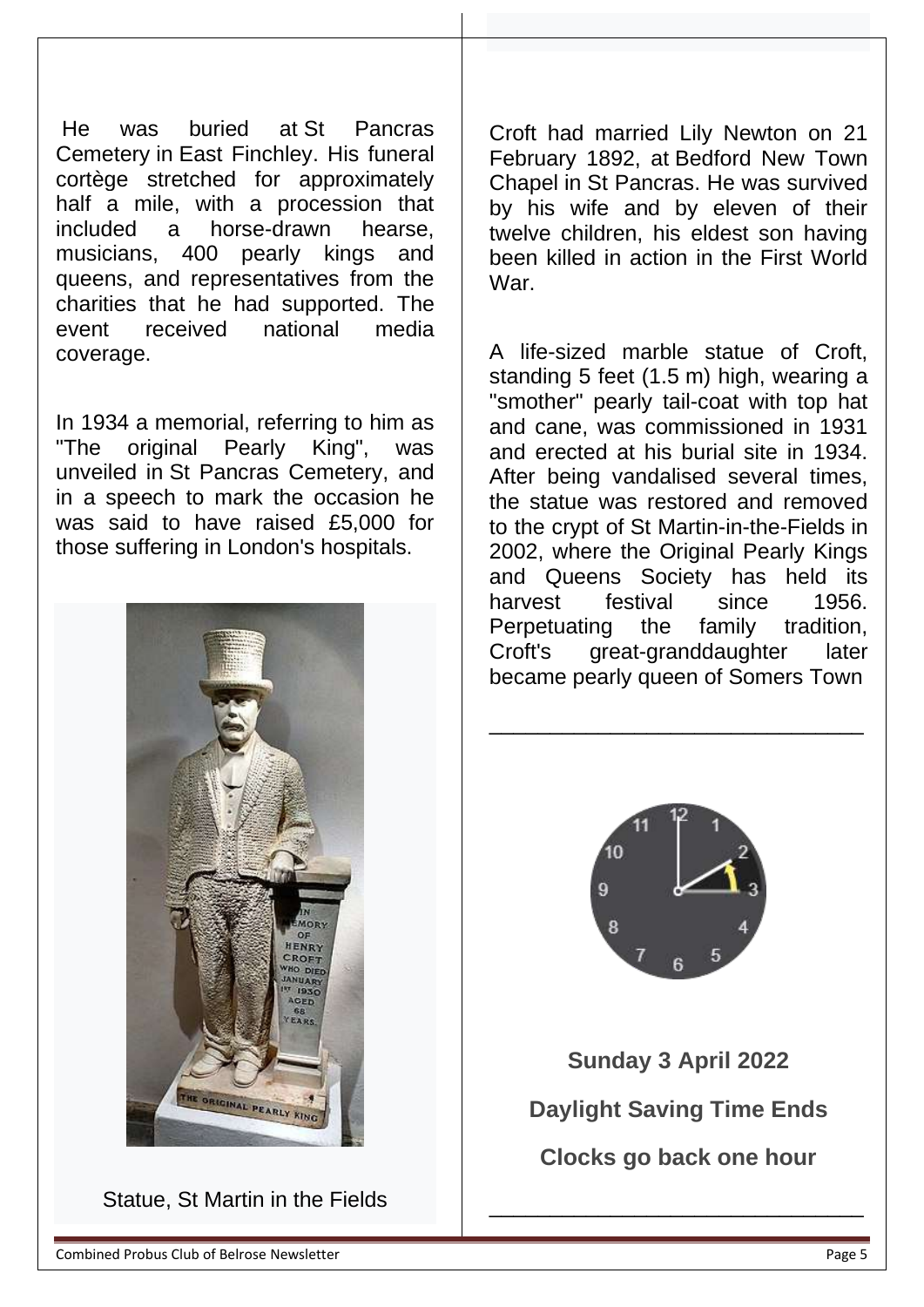He was buried at St Pancras Cemetery in East Finchley. His funeral cortège stretched for approximately half a mile, with a procession that included a horse-drawn hearse, musicians, 400 pearly kings and queens, and representatives from the charities that he had supported. The event received national media coverage.

In 1934 a memorial, referring to him as "The original Pearly King", was unveiled in St Pancras Cemetery, and in a speech to mark the occasion he was said to have raised £5,000 for those suffering in London's hospitals.

Statue, St Martin in the Fields

Croft had married Lily Newton on 21 February 1892, at Bedford New Town Chapel in St Pancras. He was survived by his wife and by eleven of their twelve children, his eldest son having been killed in action in the First World War.

A life-sized marble statue of Croft, standing 5 feet (1.5 m) high, wearing a "smother" pearly tail-coat with top hat and cane, was commissioned in 1931 and erected at his burial site in 1934. After being vandalised several times, the statue was restored and removed to the crypt of St Martin-in-the-Fields in 2002, where the Original Pearly Kings and Queens Society has held its harvest festival since 1956. Perpetuating the family tradition, Croft's great-granddaughter later became pearly queen of Somers Town

---

**Sunday 3 April 2022**

**Daylight Saving Time Ends**

**Clocks go back one hour**

---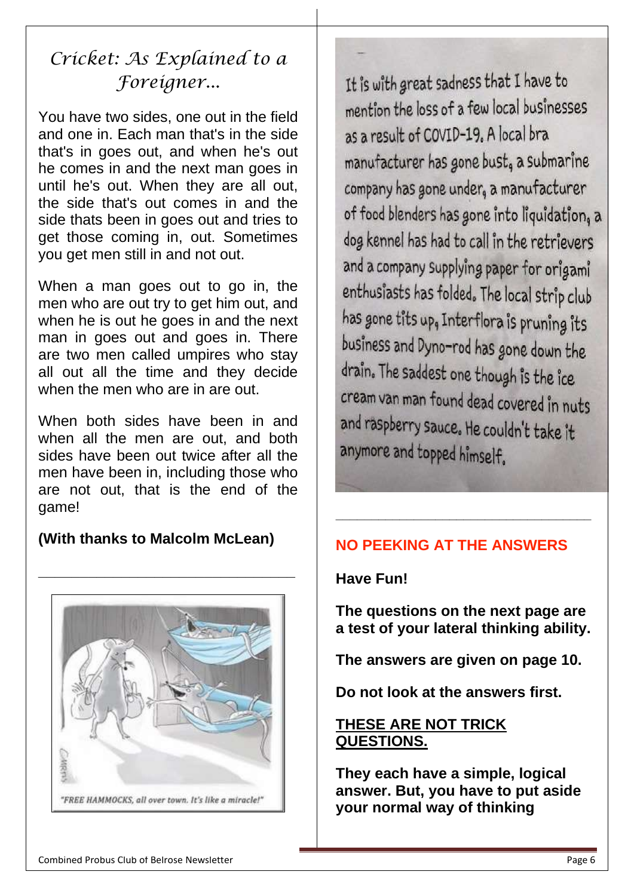## *Cricket: As Explained to a Foreigner...*

You have two sides, one out in the field and one in. Each man that's in the side that's in goes out, and when he's out he comes in and the next man goes in until he's out. When they are all out, the side that's out comes in and the side thats been in goes out and tries to get those coming in, out. Sometimes you get men still in and not out.

When a man goes out to go in, the men who are out try to get him out, and when he is out he goes in and the next man in goes out and goes in. There are two men called umpires who stay all out all the time and they decide when the men who are in are out.

When both sides have been in and when all the men are out, and both sides have been out twice after all the men have been in, including those who are not out, that is the end of the game!

**(With thanks to Malcolm McLean)**

---

"FREE HAMMOCKS, all over town. It's like a miracle!"

It is with great sadness that I have to mention the loss of a few local businesses as a result of COVID-19. A local bra manufacturer has gone bust, a submarine company has gone under, a manufacturer of food blenders has gone into liquidation, a dog kennel has had to call in the retrievers and a company supplying paper for origami enthusiasts has folded. The local strip club has gone tits up, Interflora is pruning its business and Dyno-rod has gone down the drain. The saddest one though is the ice cream van man found dead covered in nuts and raspberry sauce. He couldn't take it anymore and topped himself.

---

## NO PEEKING AT THE ANSWERS

**Have Fun!**

**The questions on the next page are a test of your lateral thinking ability.**

**The answers are given on page 10.**

**Do not look at the answers first.**

**THESE ARE NOT TRICK QUESTIONS.**

**They each have a simple, logical answer. But, you have to put aside your normal way of thinking**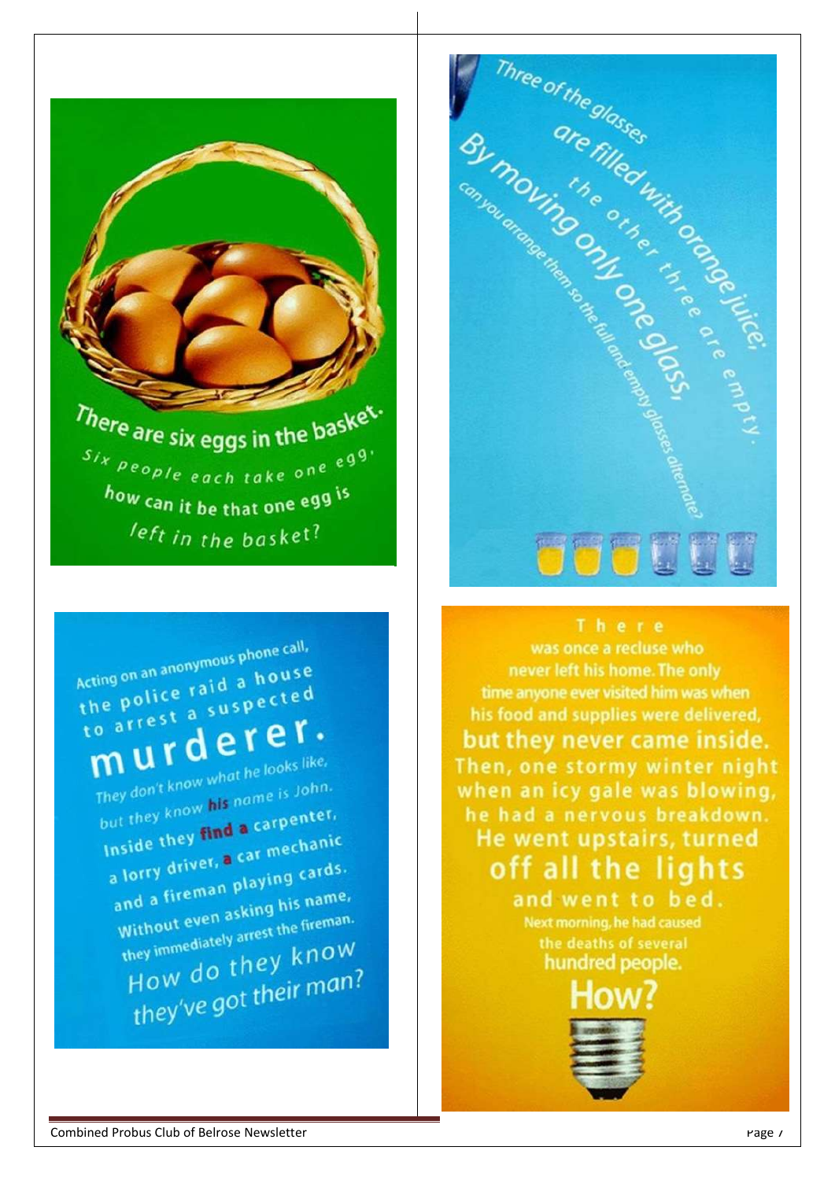There are six eggs in the basket.

Six people each take one egg,

how can it be that one egg is left in the basket?

Three of the glasses are filled with orange juice; the other three are empty.

By moving only one glass, can you arrange them so the full and empty glasses alternate?

Acting on an anonymous phone call, the police raid a house to arrest a suspected **murderer.**

They don't know what he looks like, but they know **his** name is John.

Inside they **find a** carpenter, a lorry driver, **a** car mechanic and a fireman playing cards.

Without even asking his name, they immediately arrest the fireman.

How do they know they've got their man?

There was once a recluse who never left his home. The only time anyone ever visited him was when his food and supplies were delivered, **but they never came inside.** Then, one stormy winter night when an icy gale was blowing, he had a nervous breakdown. He went upstairs, turned off all the lights and went to bed.

Next morning, he had caused the deaths of several hundred people.

**How?**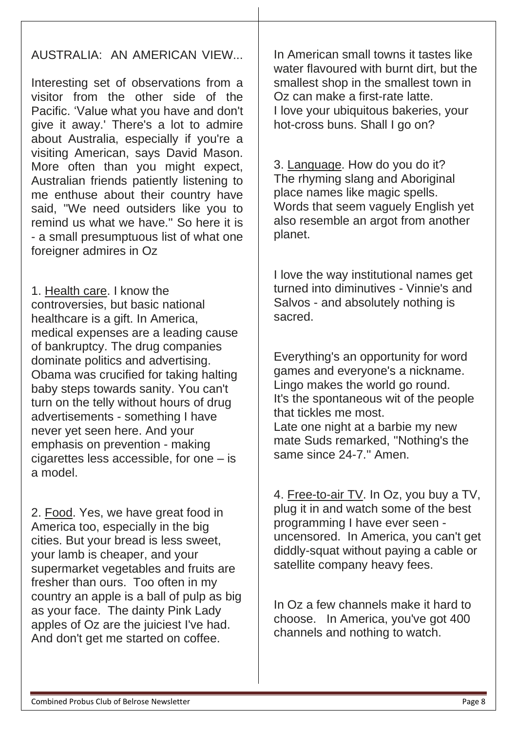## AUSTRALIA: AN AMERICAN VIEW...

Interesting set of observations from a visitor from the other side of the Pacific. 'Value what you have and don't give it away.' There's a lot to admire about Australia, especially if you're a visiting American, says David Mason. More often than you might expect, Australian friends patiently listening to me enthuse about their country have said, "We need outsiders like you to remind us what we have." So here it is - a small presumptuous list of what one foreigner admires in Oz

1. Health care. I know the controversies, but basic national healthcare is a gift. In America, medical expenses are a leading cause of bankruptcy. The drug companies dominate politics and advertising. Obama was crucified for taking halting baby steps towards sanity. You can't turn on the telly without hours of drug advertisements - something I have never yet seen here. And your emphasis on prevention - making cigarettes less accessible, for one – is a model.

2. Food. Yes, we have great food in America too, especially in the big cities. But your bread is less sweet, your lamb is cheaper, and your supermarket vegetables and fruits are fresher than ours. Too often in my country an apple is a ball of pulp as big as your face. The dainty Pink Lady apples of Oz are the juiciest I've had. And don't get me started on coffee.

In American small towns it tastes like water flavoured with burnt dirt, but the smallest shop in the smallest town in Oz can make a first-rate latte.
I love your ubiquitous bakeries, your hot-cross buns. Shall I go on?

3. Language. How do you do it? The rhyming slang and Aboriginal place names like magic spells. Words that seem vaguely English yet also resemble an argot from another planet.

I love the way institutional names get turned into diminutives - Vinnie's and Salvos - and absolutely nothing is sacred.

Everything's an opportunity for word games and everyone's a nickname. Lingo makes the world go round.
It's the spontaneous wit of the people that tickles me most.
Late one night at a barbie my new mate Suds remarked, "Nothing's the same since 24-7." Amen.

4. Free-to-air TV. In Oz, you buy a TV, plug it in and watch some of the best programming I have ever seen - uncensored. In America, you can't get diddly-squat without paying a cable or satellite company heavy fees.

In Oz a few channels make it hard to choose. In America, you've got 400 channels and nothing to watch.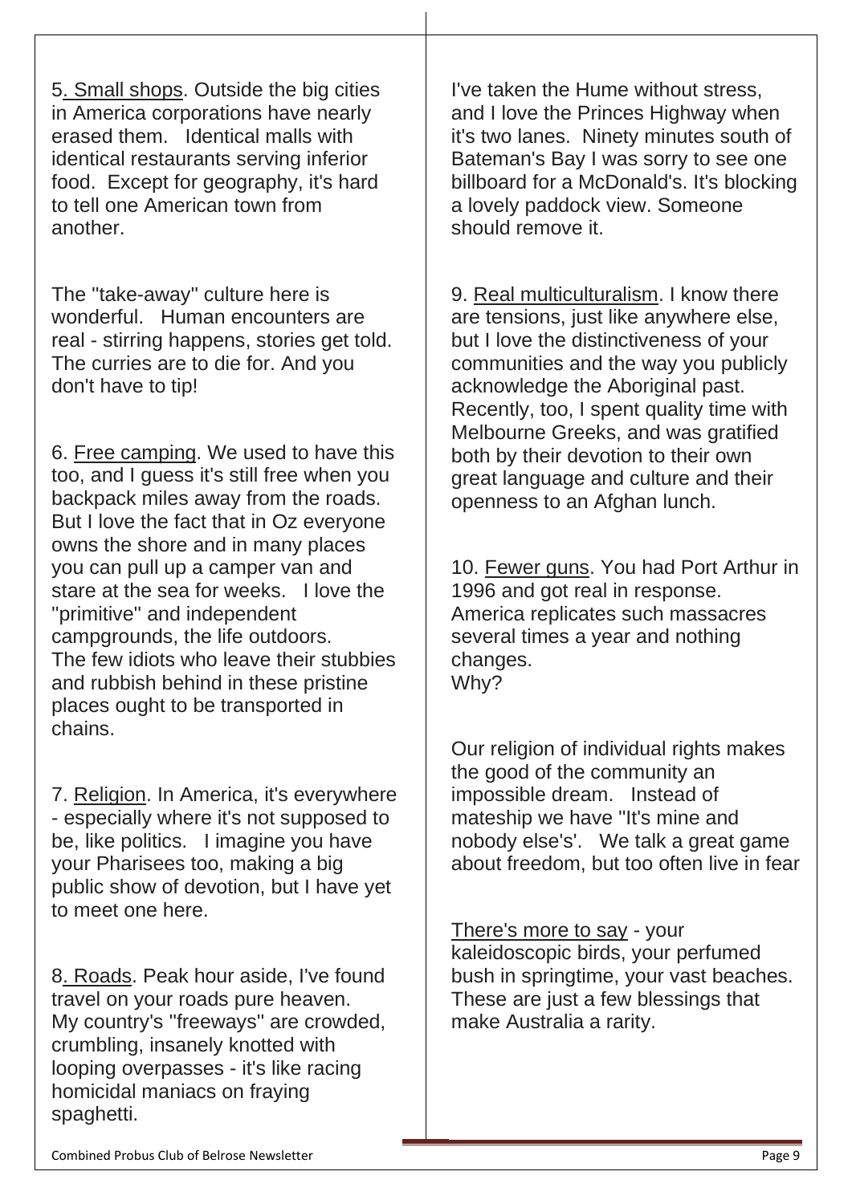5. Small shops. Outside the big cities in America corporations have nearly erased them. Identical malls with identical restaurants serving inferior food. Except for geography, it's hard to tell one American town from another.

The "take-away" culture here is wonderful. Human encounters are real - stirring happens, stories get told. The curries are to die for. And you don't have to tip!

6. Free camping. We used to have this too, and I guess it's still free when you backpack miles away from the roads. But I love the fact that in Oz everyone owns the shore and in many places you can pull up a camper van and stare at the sea for weeks. I love the "primitive" and independent campgrounds, the life outdoors.
The few idiots who leave their stubbies and rubbish behind in these pristine places ought to be transported in chains.

7. Religion. In America, it's everywhere - especially where it's not supposed to be, like politics. I imagine you have your Pharisees too, making a big public show of devotion, but I have yet to meet one here.

8. Roads. Peak hour aside, I've found travel on your roads pure heaven. My country's "freeways" are crowded, crumbling, insanely knotted with looping overpasses - it's like racing homicidal maniacs on fraying spaghetti.

I've taken the Hume without stress, and I love the Princes Highway when it's two lanes. Ninety minutes south of Bateman's Bay I was sorry to see one billboard for a McDonald's. It's blocking a lovely paddock view. Someone should remove it.

9. Real multiculturalism. I know there are tensions, just like anywhere else, but I love the distinctiveness of your communities and the way you publicly acknowledge the Aboriginal past. Recently, too, I spent quality time with Melbourne Greeks, and was gratified both by their devotion to their own great language and culture and their openness to an Afghan lunch.

10. Fewer guns. You had Port Arthur in 1996 and got real in response. America replicates such massacres several times a year and nothing changes.
Why?

Our religion of individual rights makes the good of the community an impossible dream. Instead of mateship we have "It's mine and nobody else's'. We talk a great game about freedom, but too often live in fear

There's more to say - your kaleidoscopic birds, your perfumed bush in springtime, your vast beaches. These are just a few blessings that make Australia a rarity.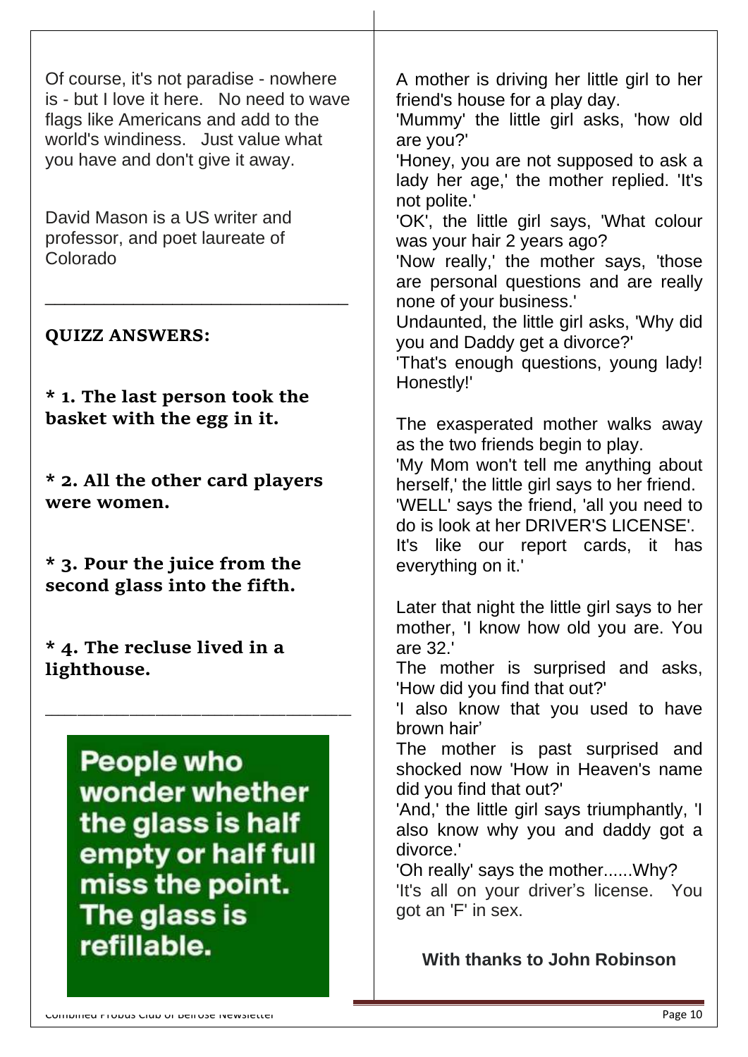Of course, it's not paradise - nowhere is - but I love it here. No need to wave flags like Americans and add to the world's windiness. Just value what you have and don't give it away.

David Mason is a US writer and professor, and poet laureate of Colorado

---

**QUIZZ ANSWERS:**

**\* 1. The last person took the basket with the egg in it.**

**\* 2. All the other card players were women.**

**\* 3. Pour the juice from the second glass into the fifth.**

**\* 4. The recluse lived in a lighthouse.**

---

**People who wonder whether the glass is half empty or half full miss the point. The glass is refillable.**

A mother is driving her little girl to her friend's house for a play day.
'Mummy' the little girl asks, 'how old are you?'
'Honey, you are not supposed to ask a lady her age,' the mother replied. 'It's not polite.'
'OK', the little girl says, 'What colour was your hair 2 years ago?
'Now really,' the mother says, 'those are personal questions and are really none of your business.'
Undaunted, the little girl asks, 'Why did you and Daddy get a divorce?'
'That's enough questions, young lady! Honestly!'

The exasperated mother walks away as the two friends begin to play.
'My Mom won't tell me anything about herself,' the little girl says to her friend.
'WELL' says the friend, 'all you need to do is look at her DRIVER'S LICENSE'. It's like our report cards, it has everything on it.'

Later that night the little girl says to her mother, 'I know how old you are. You are 32.'
The mother is surprised and asks, 'How did you find that out?'
'I also know that you used to have brown hair'
The mother is past surprised and shocked now 'How in Heaven's name did you find that out?'
'And,' the little girl says triumphantly, 'I also know why you and daddy got a divorce.'
'Oh really' says the mother......Why?
'It's all on your driver's license. You got an 'F' in sex.

**With thanks to John Robinson**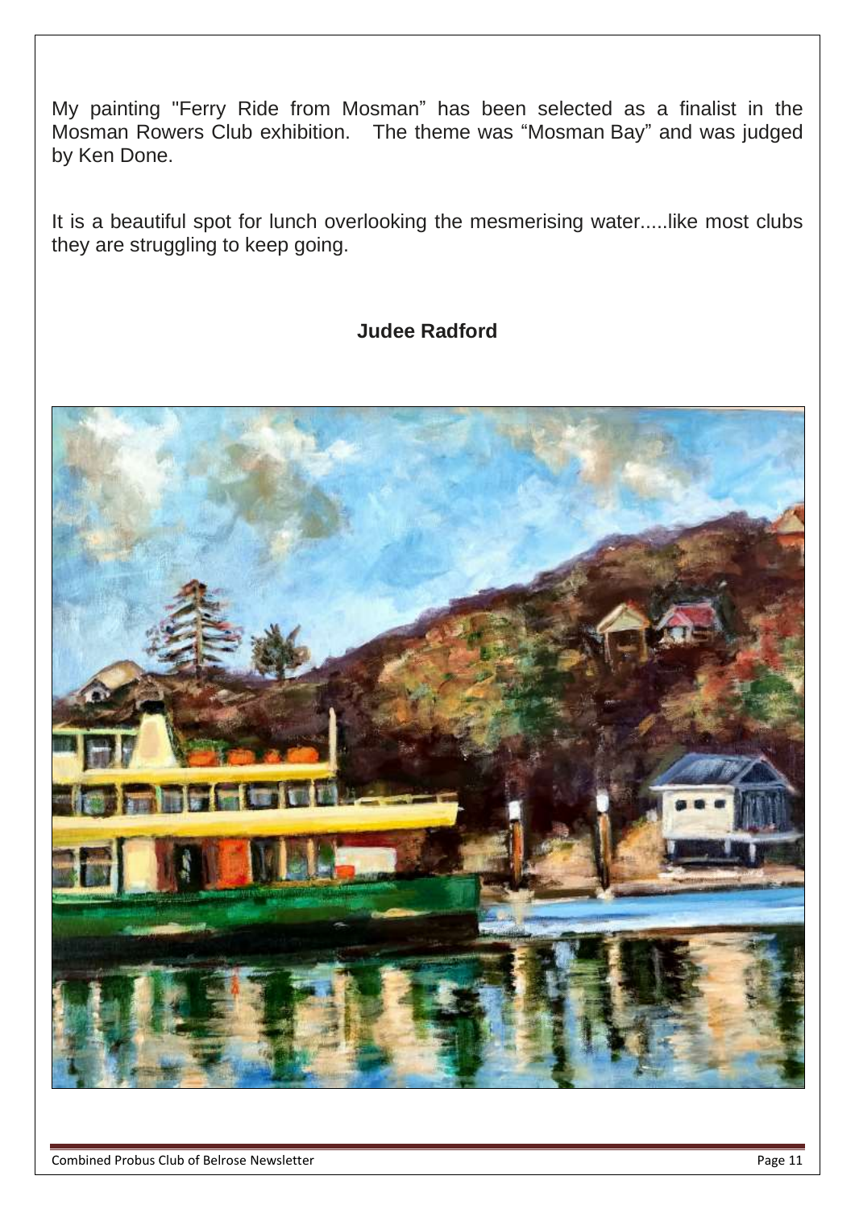My painting "Ferry Ride from Mosman" has been selected as a finalist in the Mosman Rowers Club exhibition. The theme was "Mosman Bay" and was judged by Ken Done.

It is a beautiful spot for lunch overlooking the mesmerising water.....like most clubs they are struggling to keep going.

**Judee Radford**